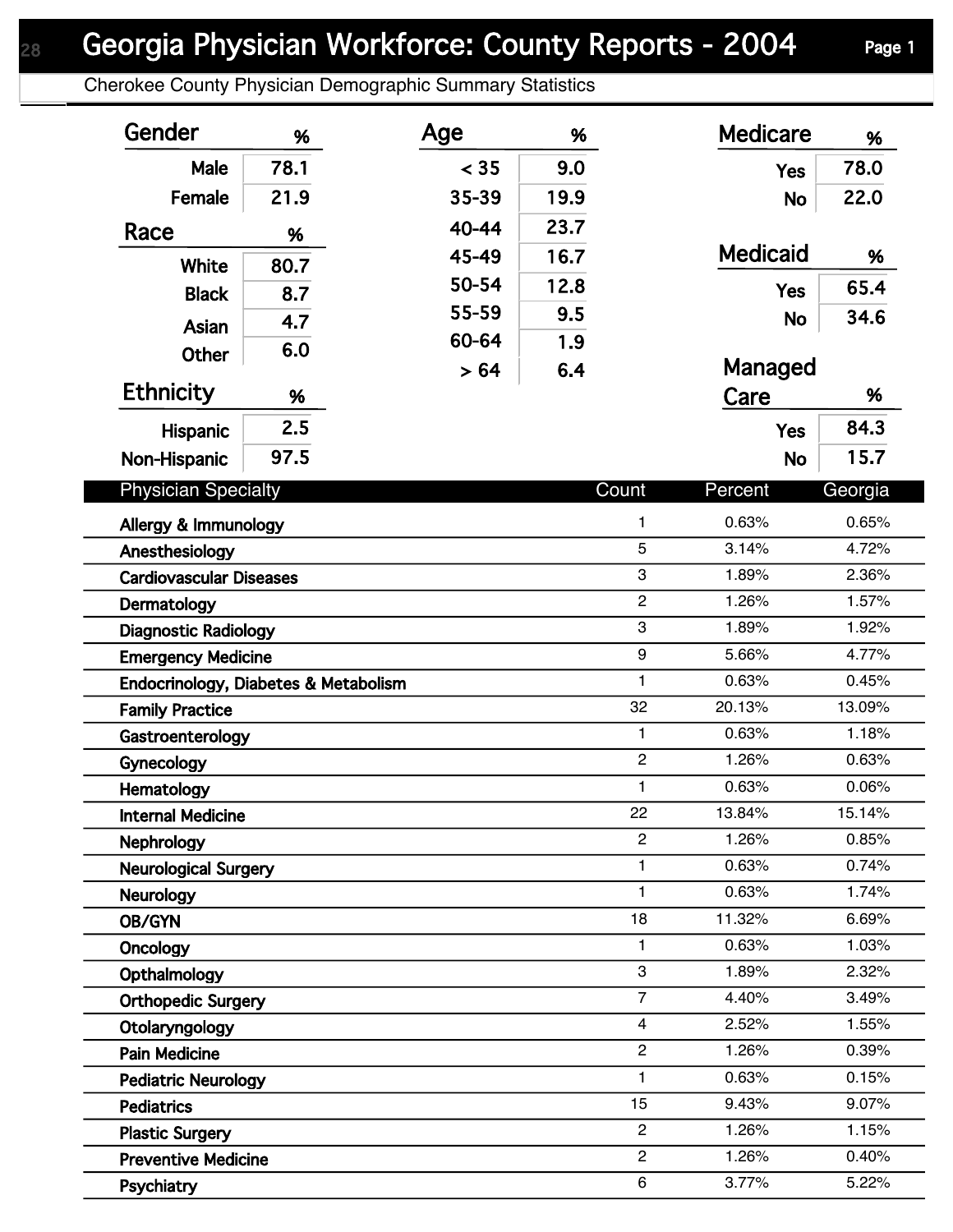# Georgia Physician Workforce: County Reports - 2004

## Cherokee County Physician Demographic Summary Statistics

### Gender

| Gender | % |
|---|---|
| Male | 78.1 |
| Female | 21.9 |

### Race

| Race | % |
|---|---|
| White | 80.7 |
| Black | 8.7 |
| Asian | 4.7 |
| Other | 6.0 |

### Ethnicity

| Ethnicity | % |
|---|---|
| Hispanic | 2.5 |
| Non-Hispanic | 97.5 |

### Age

| Age | % |
|---|---|
| < 35 | 9.0 |
| 35-39 | 19.9 |
| 40-44 | 23.7 |
| 45-49 | 16.7 |
| 50-54 | 12.8 |
| 55-59 | 9.5 |
| 60-64 | 1.9 |
| > 64 | 6.4 |

### Medicare

| Medicare | % |
|---|---|
| Yes | 78.0 |
| No | 22.0 |

### Medicaid

| Medicaid | % |
|---|---|
| Yes | 65.4 |
| No | 34.6 |

### Managed Care

| Managed Care | % |
|---|---|
| Yes | 84.3 |
| No | 15.7 |

| Physician Specialty | Count | Percent | Georgia |
|---|---|---|---|
| Allergy & Immunology | 1 | 0.63% | 0.65% |
| Anesthesiology | 5 | 3.14% | 4.72% |
| Cardiovascular Diseases | 3 | 1.89% | 2.36% |
| Dermatology | 2 | 1.26% | 1.57% |
| Diagnostic Radiology | 3 | 1.89% | 1.92% |
| Emergency Medicine | 9 | 5.66% | 4.77% |
| Endocrinology, Diabetes & Metabolism | 1 | 0.63% | 0.45% |
| Family Practice | 32 | 20.13% | 13.09% |
| Gastroenterology | 1 | 0.63% | 1.18% |
| Gynecology | 2 | 1.26% | 0.63% |
| Hematology | 1 | 0.63% | 0.06% |
| Internal Medicine | 22 | 13.84% | 15.14% |
| Nephrology | 2 | 1.26% | 0.85% |
| Neurological Surgery | 1 | 0.63% | 0.74% |
| Neurology | 1 | 0.63% | 1.74% |
| OB/GYN | 18 | 11.32% | 6.69% |
| Oncology | 1 | 0.63% | 1.03% |
| Opthalmology | 3 | 1.89% | 2.32% |
| Orthopedic Surgery | 7 | 4.40% | 3.49% |
| Otolaryngology | 4 | 2.52% | 1.55% |
| Pain Medicine | 2 | 1.26% | 0.39% |
| Pediatric Neurology | 1 | 0.63% | 0.15% |
| Pediatrics | 15 | 9.43% | 9.07% |
| Plastic Surgery | 2 | 1.26% | 1.15% |
| Preventive Medicine | 2 | 1.26% | 0.40% |
| Psychiatry | 6 | 3.77% | 5.22% |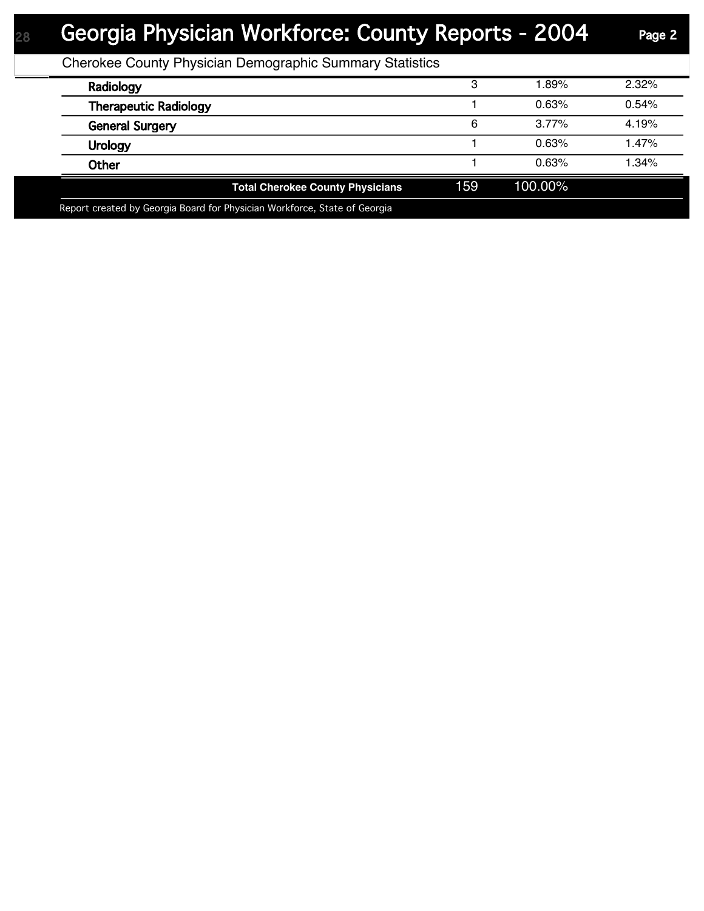# Georgia Physician Workforce: County Reports - 2004

## Cherokee County Physician Demographic Summary Statistics

| | | | |
|---|---|---|---|
| Radiology | 3 | 1.89% | 2.32% |
| Therapeutic Radiology | 1 | 0.63% | 0.54% |
| General Surgery | 6 | 3.77% | 4.19% |
| Urology | 1 | 0.63% | 1.47% |
| Other | 1 | 0.63% | 1.34% |
| **Total Cherokee County Physicians** | 159 | 100.00% | |

Report created by Georgia Board for Physician Workforce, State of Georgia